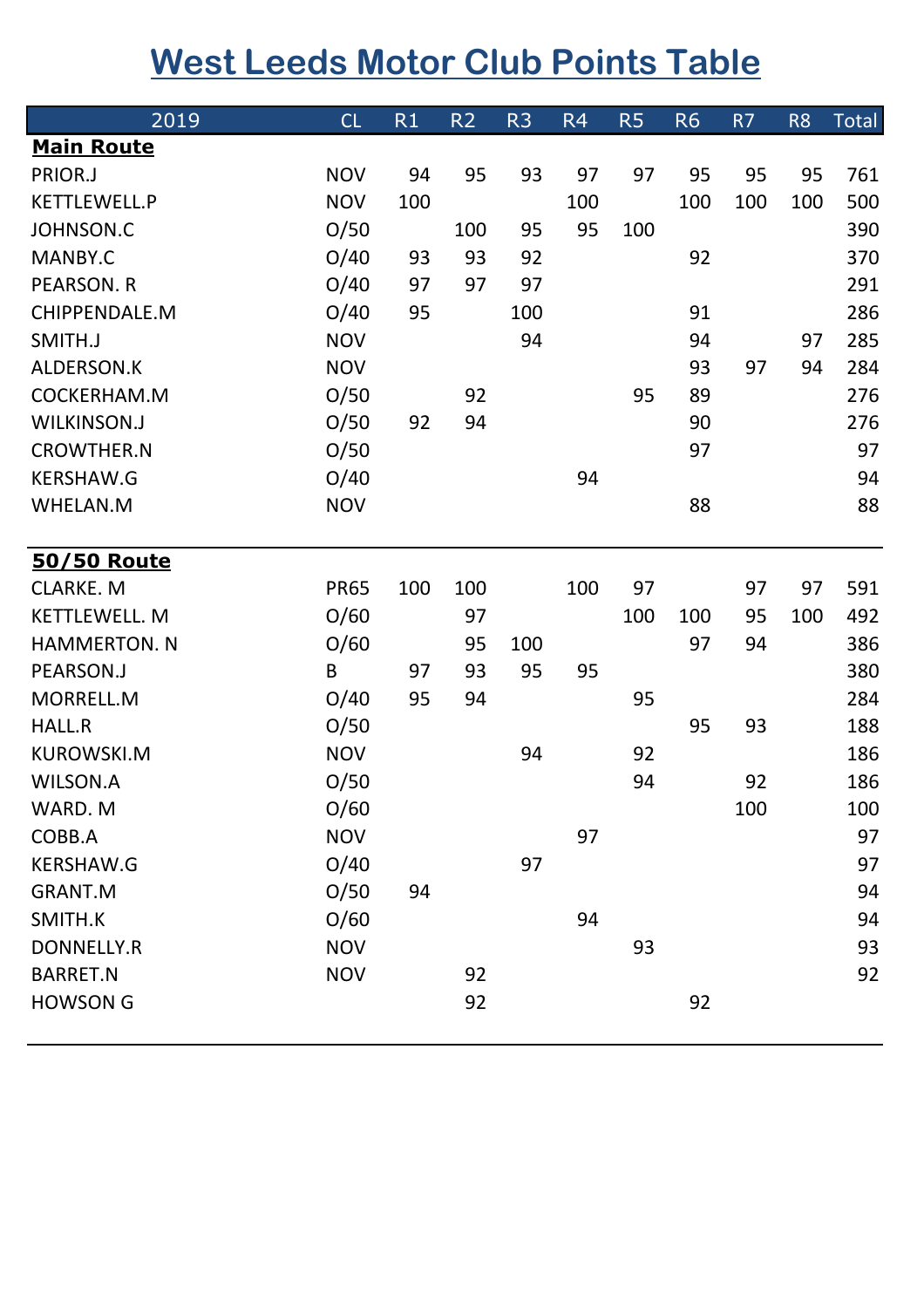# West Leeds Motor Club Points Table

| 2019 | CL | R1 | R2 | R3 | R4 | R5 | R6 | R7 | R8 | Total |
|---|---|---|---|---|---|---|---|---|---|---|
| **Main Route** | | | | | | | | | | |
| PRIOR.J | NOV | 94 | 95 | 93 | 97 | 97 | 95 | 95 | 95 | 761 |
| KETTLEWELL.P | NOV | 100 | | | 100 | | 100 | 100 | 100 | 500 |
| JOHNSON.C | O/50 | | 100 | 95 | 95 | 100 | | | | 390 |
| MANBY.C | O/40 | 93 | 93 | 92 | | | 92 | | | 370 |
| PEARSON. R | O/40 | 97 | 97 | 97 | | | | | | 291 |
| CHIPPENDALE.M | O/40 | 95 | | 100 | | | 91 | | | 286 |
| SMITH.J | NOV | | | 94 | | | 94 | | 97 | 285 |
| ALDERSON.K | NOV | | | | | | 93 | 97 | 94 | 284 |
| COCKERHAM.M | O/50 | | 92 | | | 95 | 89 | | | 276 |
| WILKINSON.J | O/50 | 92 | 94 | | | | 90 | | | 276 |
| CROWTHER.N | O/50 | | | | | | 97 | | | 97 |
| KERSHAW.G | O/40 | | | | 94 | | | | | 94 |
| WHELAN.M | NOV | | | | | | 88 | | | 88 |
| **50/50 Route** | | | | | | | | | | |
| CLARKE. M | PR65 | 100 | 100 | | 100 | 97 | | 97 | 97 | 591 |
| KETTLEWELL. M | O/60 | | 97 | | | 100 | 100 | 95 | 100 | 492 |
| HAMMERTON. N | O/60 | | 95 | 100 | | | 97 | 94 | | 386 |
| PEARSON.J | B | 97 | 93 | 95 | 95 | | | | | 380 |
| MORRELL.M | O/40 | 95 | 94 | | | 95 | | | | 284 |
| HALL.R | O/50 | | | | | | 95 | 93 | | 188 |
| KUROWSKI.M | NOV | | | 94 | | 92 | | | | 186 |
| WILSON.A | O/50 | | | | | 94 | | 92 | | 186 |
| WARD. M | O/60 | | | | | | | 100 | | 100 |
| COBB.A | NOV | | | | 97 | | | | | 97 |
| KERSHAW.G | O/40 | | | 97 | | | | | | 97 |
| GRANT.M | O/50 | 94 | | | | | | | | 94 |
| SMITH.K | O/60 | | | | 94 | | | | | 94 |
| DONNELLY.R | NOV | | | | | 93 | | | | 93 |
| BARRET.N | NOV | | 92 | | | | | | | 92 |
| HOWSON G | | | 92 | | | | 92 | | | |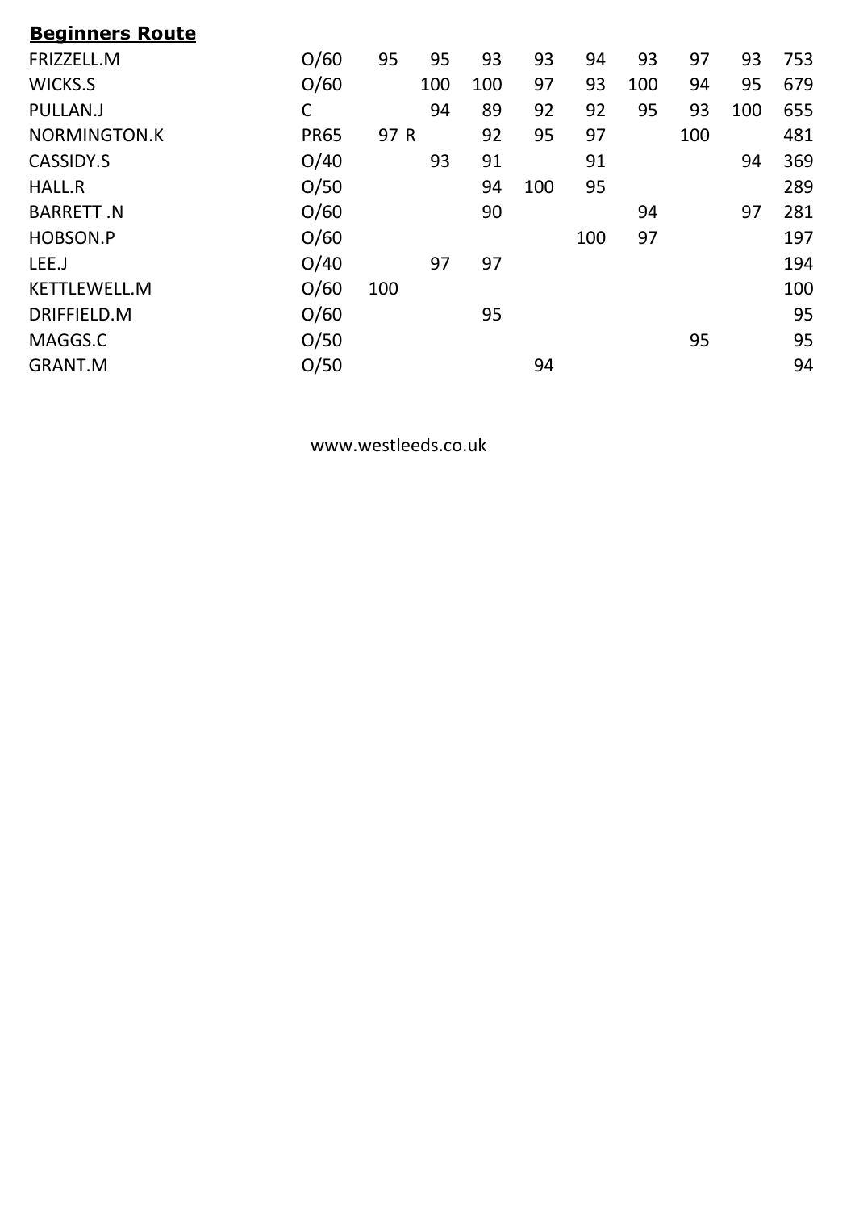## Beginners Route

| | | | | | | | | | | |
|---|---|---|---|---|---|---|---|---|---|---|
| FRIZZELL.M | O/60 | 95 | 95 | 93 | 93 | 94 | 93 | 97 | 93 | 753 |
| WICKS.S | O/60 | | 100 | 100 | 97 | 93 | 100 | 94 | 95 | 679 |
| PULLAN.J | C | | 94 | 89 | 92 | 92 | 95 | 93 | 100 | 655 |
| NORMINGTON.K | PR65 | 97 R | | 92 | 95 | 97 | | 100 | | 481 |
| CASSIDY.S | O/40 | | 93 | 91 | | 91 | | | 94 | 369 |
| HALL.R | O/50 | | | 94 | 100 | 95 | | | | 289 |
| BARRETT .N | O/60 | | | 90 | | | 94 | | 97 | 281 |
| HOBSON.P | O/60 | | | | | 100 | 97 | | | 197 |
| LEE.J | O/40 | | 97 | 97 | | | | | | 194 |
| KETTLEWELL.M | O/60 | 100 | | | | | | | | 100 |
| DRIFFIELD.M | O/60 | | | 95 | | | | | | 95 |
| MAGGS.C | O/50 | | | | | | | 95 | | 95 |
| GRANT.M | O/50 | | | | 94 | | | | | 94 |

www.westleeds.co.uk